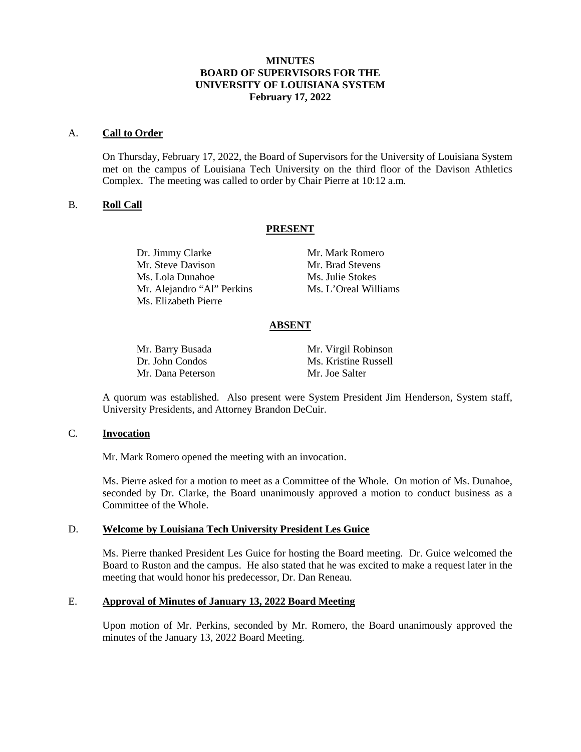# MINUTES
# BOARD OF SUPERVISORS FOR THE UNIVERSITY OF LOUISIANA SYSTEM
# February 17, 2022

## A. **Call to Order**

On Thursday, February 17, 2022, the Board of Supervisors for the University of Louisiana System met on the campus of Louisiana Tech University on the third floor of the Davison Athletics Complex. The meeting was called to order by Chair Pierre at 10:12 a.m.

## B. **Roll Call**

**PRESENT**

| | |
|---|---|
| Dr. Jimmy Clarke | Mr. Mark Romero |
| Mr. Steve Davison | Mr. Brad Stevens |
| Ms. Lola Dunahoe | Ms. Julie Stokes |
| Mr. Alejandro "Al" Perkins | Ms. L'Oreal Williams |
| Ms. Elizabeth Pierre | |

**ABSENT**

| | |
|---|---|
| Mr. Barry Busada | Mr. Virgil Robinson |
| Dr. John Condos | Ms. Kristine Russell |
| Mr. Dana Peterson | Mr. Joe Salter |

A quorum was established. Also present were System President Jim Henderson, System staff, University Presidents, and Attorney Brandon DeCuir.

## C. **Invocation**

Mr. Mark Romero opened the meeting with an invocation.

Ms. Pierre asked for a motion to meet as a Committee of the Whole. On motion of Ms. Dunahoe, seconded by Dr. Clarke, the Board unanimously approved a motion to conduct business as a Committee of the Whole.

## D. **Welcome by Louisiana Tech University President Les Guice**

Ms. Pierre thanked President Les Guice for hosting the Board meeting. Dr. Guice welcomed the Board to Ruston and the campus. He also stated that he was excited to make a request later in the meeting that would honor his predecessor, Dr. Dan Reneau.

## E. **Approval of Minutes of January 13, 2022 Board Meeting**

Upon motion of Mr. Perkins, seconded by Mr. Romero, the Board unanimously approved the minutes of the January 13, 2022 Board Meeting.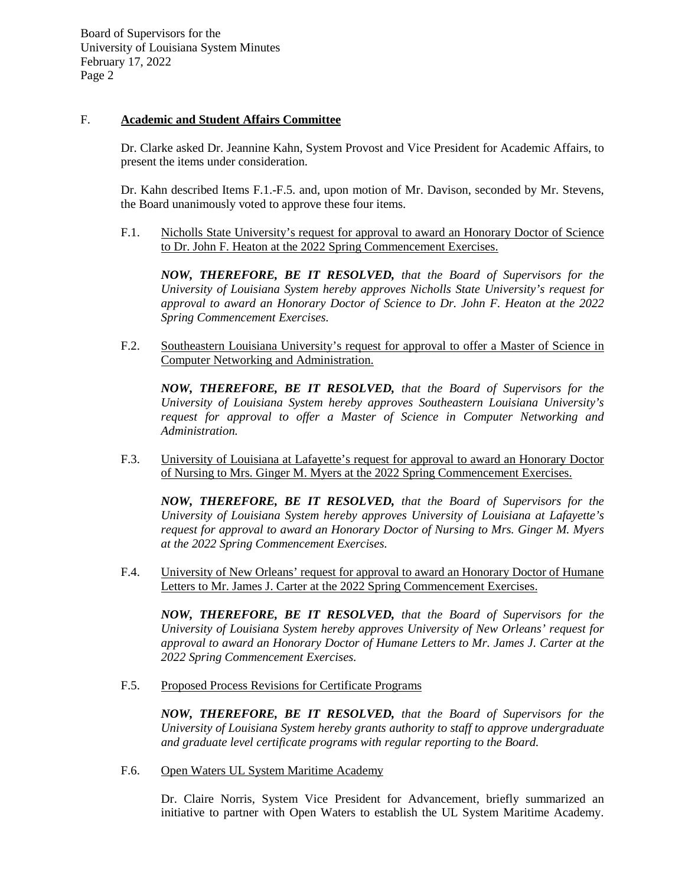## F. **Academic and Student Affairs Committee**

Dr. Clarke asked Dr. Jeannine Kahn, System Provost and Vice President for Academic Affairs, to present the items under consideration.

Dr. Kahn described Items F.1.-F.5. and, upon motion of Mr. Davison, seconded by Mr. Stevens, the Board unanimously voted to approve these four items.

F.1. Nicholls State University's request for approval to award an Honorary Doctor of Science to Dr. John F. Heaton at the 2022 Spring Commencement Exercises.

***NOW, THEREFORE, BE IT RESOLVED,*** *that the Board of Supervisors for the University of Louisiana System hereby approves Nicholls State University's request for approval to award an Honorary Doctor of Science to Dr. John F. Heaton at the 2022 Spring Commencement Exercises.*

F.2. Southeastern Louisiana University's request for approval to offer a Master of Science in Computer Networking and Administration.

***NOW, THEREFORE, BE IT RESOLVED,*** *that the Board of Supervisors for the University of Louisiana System hereby approves Southeastern Louisiana University's request for approval to offer a Master of Science in Computer Networking and Administration.*

F.3. University of Louisiana at Lafayette's request for approval to award an Honorary Doctor of Nursing to Mrs. Ginger M. Myers at the 2022 Spring Commencement Exercises.

***NOW, THEREFORE, BE IT RESOLVED,*** *that the Board of Supervisors for the University of Louisiana System hereby approves University of Louisiana at Lafayette's request for approval to award an Honorary Doctor of Nursing to Mrs. Ginger M. Myers at the 2022 Spring Commencement Exercises.*

F.4. University of New Orleans' request for approval to award an Honorary Doctor of Humane Letters to Mr. James J. Carter at the 2022 Spring Commencement Exercises.

***NOW, THEREFORE, BE IT RESOLVED,*** *that the Board of Supervisors for the University of Louisiana System hereby approves University of New Orleans' request for approval to award an Honorary Doctor of Humane Letters to Mr. James J. Carter at the 2022 Spring Commencement Exercises.*

F.5. Proposed Process Revisions for Certificate Programs

***NOW, THEREFORE, BE IT RESOLVED,*** *that the Board of Supervisors for the University of Louisiana System hereby grants authority to staff to approve undergraduate and graduate level certificate programs with regular reporting to the Board.*

F.6. Open Waters UL System Maritime Academy

Dr. Claire Norris, System Vice President for Advancement, briefly summarized an initiative to partner with Open Waters to establish the UL System Maritime Academy.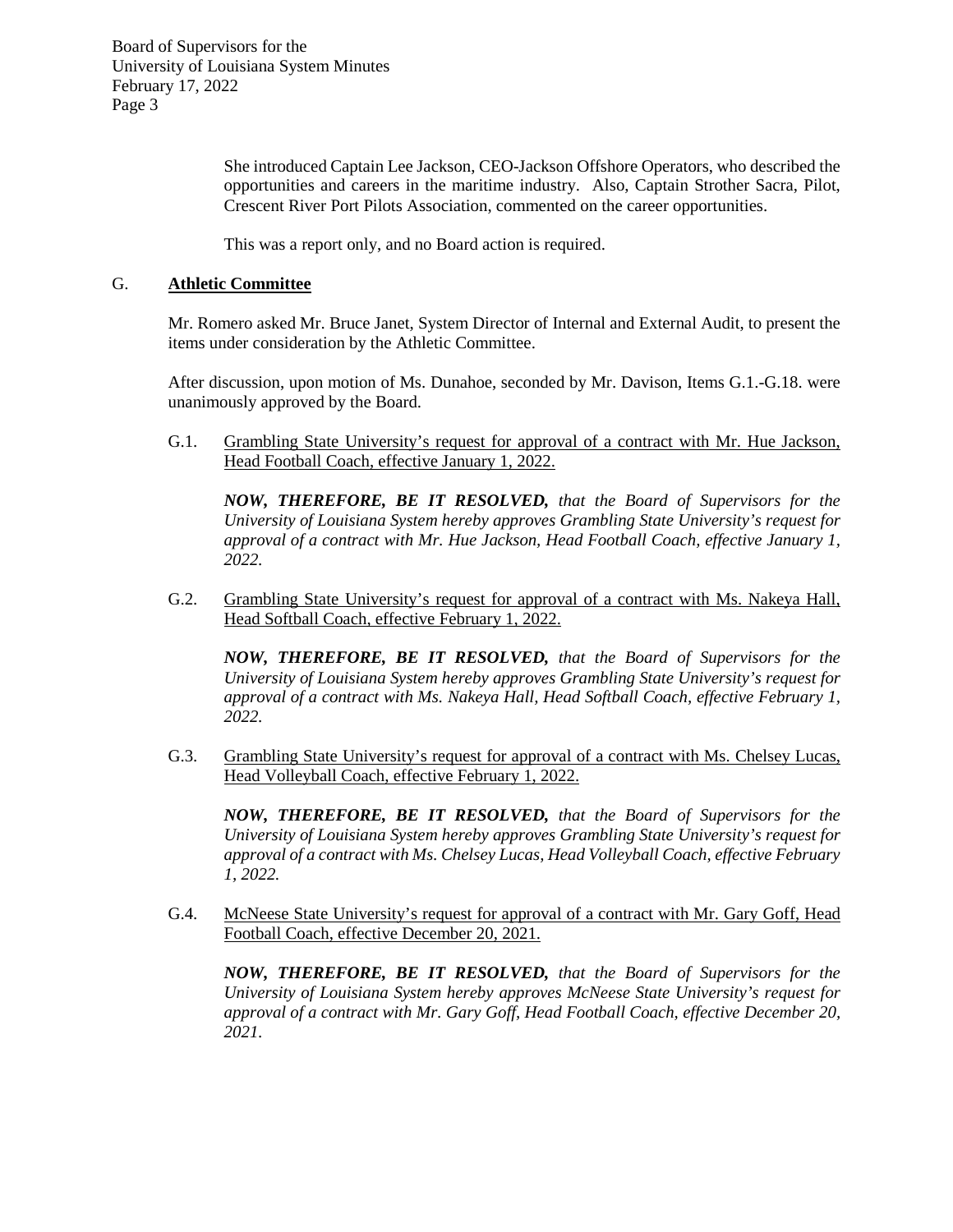She introduced Captain Lee Jackson, CEO-Jackson Offshore Operators, who described the opportunities and careers in the maritime industry. Also, Captain Strother Sacra, Pilot, Crescent River Port Pilots Association, commented on the career opportunities.

This was a report only, and no Board action is required.

## G. <u>Athletic Committee</u>

Mr. Romero asked Mr. Bruce Janet, System Director of Internal and External Audit, to present the items under consideration by the Athletic Committee.

After discussion, upon motion of Ms. Dunahoe, seconded by Mr. Davison, Items G.1.-G.18. were unanimously approved by the Board.

G.1. <u>Grambling State University's request for approval of a contract with Mr. Hue Jackson, Head Football Coach, effective January 1, 2022.</u>

***NOW, THEREFORE, BE IT RESOLVED,*** *that the Board of Supervisors for the University of Louisiana System hereby approves Grambling State University's request for approval of a contract with Mr. Hue Jackson, Head Football Coach, effective January 1, 2022.*

G.2. <u>Grambling State University's request for approval of a contract with Ms. Nakeya Hall, Head Softball Coach, effective February 1, 2022.</u>

***NOW, THEREFORE, BE IT RESOLVED,*** *that the Board of Supervisors for the University of Louisiana System hereby approves Grambling State University's request for approval of a contract with Ms. Nakeya Hall, Head Softball Coach, effective February 1, 2022.*

G.3. <u>Grambling State University's request for approval of a contract with Ms. Chelsey Lucas, Head Volleyball Coach, effective February 1, 2022.</u>

***NOW, THEREFORE, BE IT RESOLVED,*** *that the Board of Supervisors for the University of Louisiana System hereby approves Grambling State University's request for approval of a contract with Ms. Chelsey Lucas, Head Volleyball Coach, effective February 1, 2022.*

G.4. <u>McNeese State University's request for approval of a contract with Mr. Gary Goff, Head Football Coach, effective December 20, 2021.</u>

***NOW, THEREFORE, BE IT RESOLVED,*** *that the Board of Supervisors for the University of Louisiana System hereby approves McNeese State University's request for approval of a contract with Mr. Gary Goff, Head Football Coach, effective December 20, 2021.*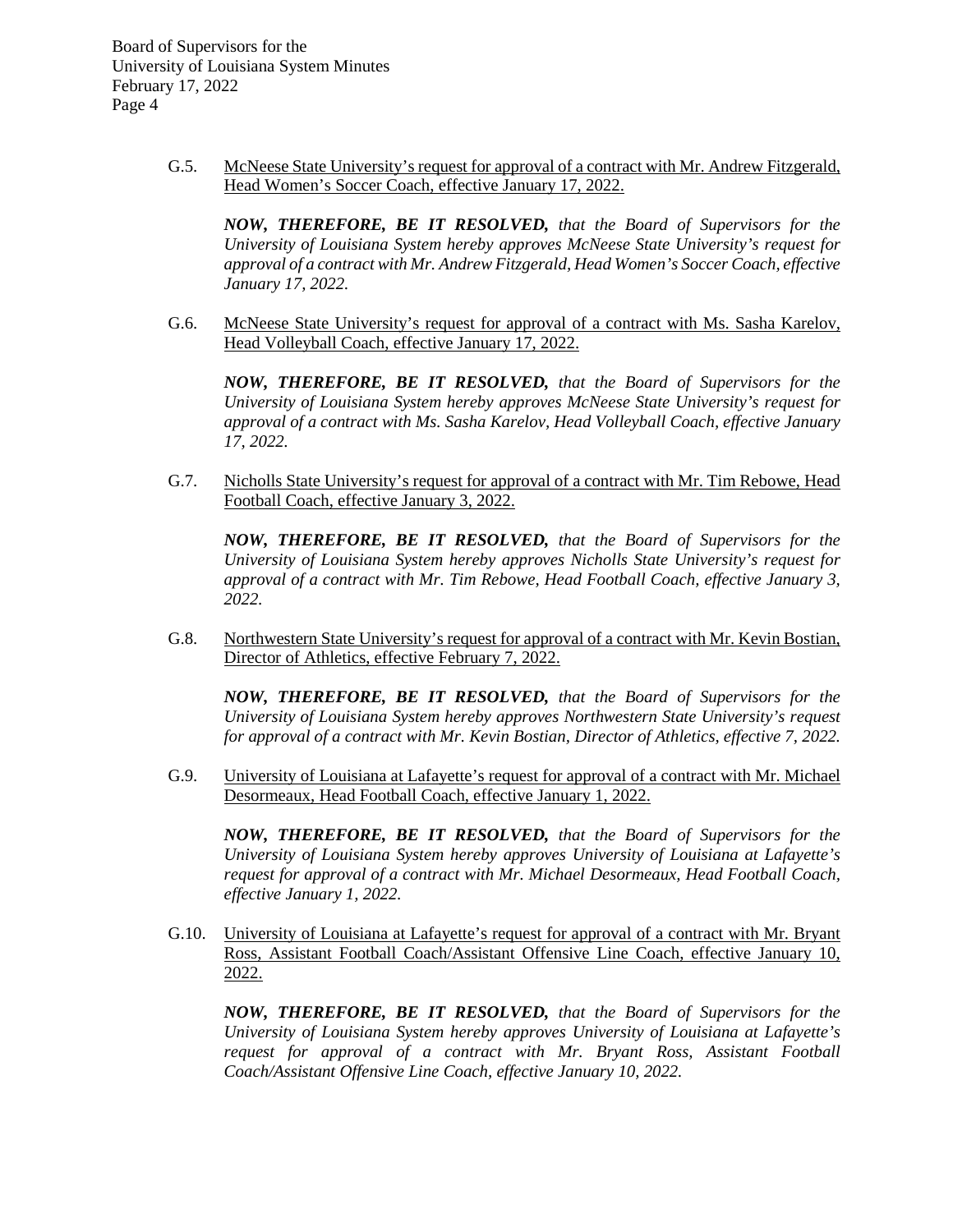G.5. McNeese State University's request for approval of a contract with Mr. Andrew Fitzgerald, Head Women's Soccer Coach, effective January 17, 2022.

***NOW, THEREFORE, BE IT RESOLVED,*** *that the Board of Supervisors for the University of Louisiana System hereby approves McNeese State University's request for approval of a contract with Mr. Andrew Fitzgerald, Head Women's Soccer Coach, effective January 17, 2022.*

G.6. McNeese State University's request for approval of a contract with Ms. Sasha Karelov, Head Volleyball Coach, effective January 17, 2022.

***NOW, THEREFORE, BE IT RESOLVED,*** *that the Board of Supervisors for the University of Louisiana System hereby approves McNeese State University's request for approval of a contract with Ms. Sasha Karelov, Head Volleyball Coach, effective January 17, 2022.*

G.7. Nicholls State University's request for approval of a contract with Mr. Tim Rebowe, Head Football Coach, effective January 3, 2022.

***NOW, THEREFORE, BE IT RESOLVED,*** *that the Board of Supervisors for the University of Louisiana System hereby approves Nicholls State University's request for approval of a contract with Mr. Tim Rebowe, Head Football Coach, effective January 3, 2022.*

G.8. Northwestern State University's request for approval of a contract with Mr. Kevin Bostian, Director of Athletics, effective February 7, 2022.

***NOW, THEREFORE, BE IT RESOLVED,*** *that the Board of Supervisors for the University of Louisiana System hereby approves Northwestern State University's request for approval of a contract with Mr. Kevin Bostian, Director of Athletics, effective 7, 2022.*

G.9. University of Louisiana at Lafayette's request for approval of a contract with Mr. Michael Desormeaux, Head Football Coach, effective January 1, 2022.

***NOW, THEREFORE, BE IT RESOLVED,*** *that the Board of Supervisors for the University of Louisiana System hereby approves University of Louisiana at Lafayette's request for approval of a contract with Mr. Michael Desormeaux, Head Football Coach, effective January 1, 2022.*

G.10. University of Louisiana at Lafayette's request for approval of a contract with Mr. Bryant Ross, Assistant Football Coach/Assistant Offensive Line Coach, effective January 10, 2022.

***NOW, THEREFORE, BE IT RESOLVED,*** *that the Board of Supervisors for the University of Louisiana System hereby approves University of Louisiana at Lafayette's request for approval of a contract with Mr. Bryant Ross, Assistant Football Coach/Assistant Offensive Line Coach, effective January 10, 2022.*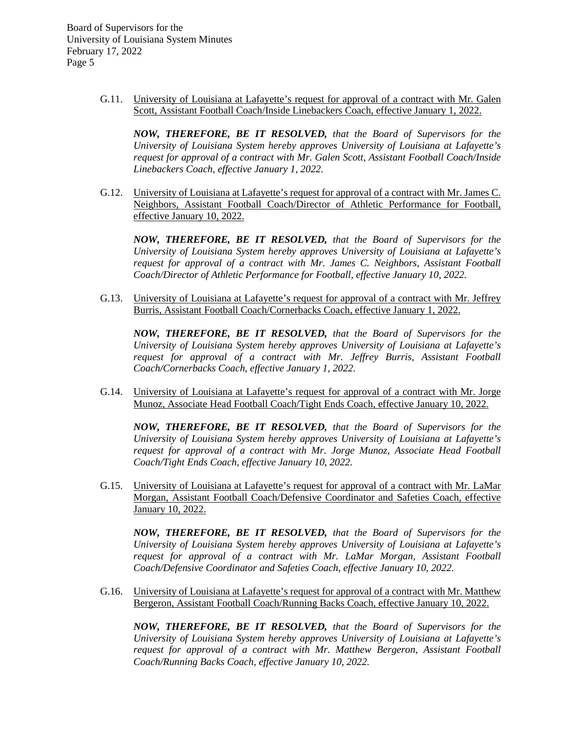G.11. University of Louisiana at Lafayette's request for approval of a contract with Mr. Galen Scott, Assistant Football Coach/Inside Linebackers Coach, effective January 1, 2022.

***NOW, THEREFORE, BE IT RESOLVED,*** *that the Board of Supervisors for the University of Louisiana System hereby approves University of Louisiana at Lafayette's request for approval of a contract with Mr. Galen Scott, Assistant Football Coach/Inside Linebackers Coach, effective January 1, 2022.*

G.12. University of Louisiana at Lafayette's request for approval of a contract with Mr. James C. Neighbors, Assistant Football Coach/Director of Athletic Performance for Football, effective January 10, 2022.

***NOW, THEREFORE, BE IT RESOLVED,*** *that the Board of Supervisors for the University of Louisiana System hereby approves University of Louisiana at Lafayette's request for approval of a contract with Mr. James C. Neighbors, Assistant Football Coach/Director of Athletic Performance for Football, effective January 10, 2022.*

G.13. University of Louisiana at Lafayette's request for approval of a contract with Mr. Jeffrey Burris, Assistant Football Coach/Cornerbacks Coach, effective January 1, 2022.

***NOW, THEREFORE, BE IT RESOLVED,*** *that the Board of Supervisors for the University of Louisiana System hereby approves University of Louisiana at Lafayette's request for approval of a contract with Mr. Jeffrey Burris, Assistant Football Coach/Cornerbacks Coach, effective January 1, 2022.*

G.14. University of Louisiana at Lafayette's request for approval of a contract with Mr. Jorge Munoz, Associate Head Football Coach/Tight Ends Coach, effective January 10, 2022.

***NOW, THEREFORE, BE IT RESOLVED,*** *that the Board of Supervisors for the University of Louisiana System hereby approves University of Louisiana at Lafayette's request for approval of a contract with Mr. Jorge Munoz, Associate Head Football Coach/Tight Ends Coach, effective January 10, 2022.*

G.15. University of Louisiana at Lafayette's request for approval of a contract with Mr. LaMar Morgan, Assistant Football Coach/Defensive Coordinator and Safeties Coach, effective January 10, 2022.

***NOW, THEREFORE, BE IT RESOLVED,*** *that the Board of Supervisors for the University of Louisiana System hereby approves University of Louisiana at Lafayette's request for approval of a contract with Mr. LaMar Morgan, Assistant Football Coach/Defensive Coordinator and Safeties Coach, effective January 10, 2022.*

G.16. University of Louisiana at Lafayette's request for approval of a contract with Mr. Matthew Bergeron, Assistant Football Coach/Running Backs Coach, effective January 10, 2022.

***NOW, THEREFORE, BE IT RESOLVED,*** *that the Board of Supervisors for the University of Louisiana System hereby approves University of Louisiana at Lafayette's request for approval of a contract with Mr. Matthew Bergeron, Assistant Football Coach/Running Backs Coach, effective January 10, 2022.*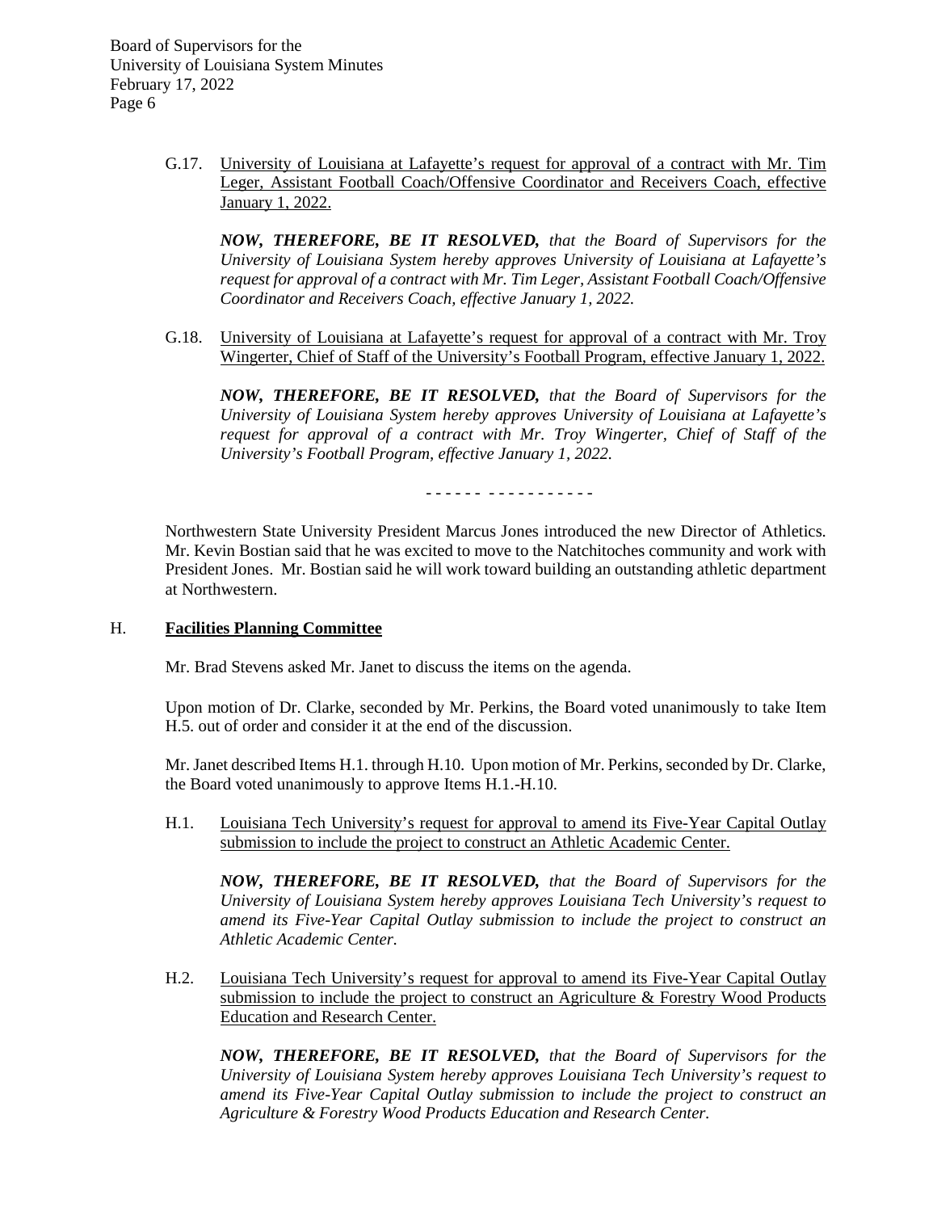G.17. University of Louisiana at Lafayette's request for approval of a contract with Mr. Tim Leger, Assistant Football Coach/Offensive Coordinator and Receivers Coach, effective January 1, 2022.

***NOW, THEREFORE, BE IT RESOLVED,*** *that the Board of Supervisors for the University of Louisiana System hereby approves University of Louisiana at Lafayette's request for approval of a contract with Mr. Tim Leger, Assistant Football Coach/Offensive Coordinator and Receivers Coach, effective January 1, 2022.*

G.18. University of Louisiana at Lafayette's request for approval of a contract with Mr. Troy Wingerter, Chief of Staff of the University's Football Program, effective January 1, 2022.

***NOW, THEREFORE, BE IT RESOLVED,*** *that the Board of Supervisors for the University of Louisiana System hereby approves University of Louisiana at Lafayette's request for approval of a contract with Mr. Troy Wingerter, Chief of Staff of the University's Football Program, effective January 1, 2022.*

- - - - - - - - - - - - - - - - -

Northwestern State University President Marcus Jones introduced the new Director of Athletics. Mr. Kevin Bostian said that he was excited to move to the Natchitoches community and work with President Jones. Mr. Bostian said he will work toward building an outstanding athletic department at Northwestern.

## H. Facilities Planning Committee

Mr. Brad Stevens asked Mr. Janet to discuss the items on the agenda.

Upon motion of Dr. Clarke, seconded by Mr. Perkins, the Board voted unanimously to take Item H.5. out of order and consider it at the end of the discussion.

Mr. Janet described Items H.1. through H.10. Upon motion of Mr. Perkins, seconded by Dr. Clarke, the Board voted unanimously to approve Items H.1.-H.10.

H.1. Louisiana Tech University's request for approval to amend its Five-Year Capital Outlay submission to include the project to construct an Athletic Academic Center.

***NOW, THEREFORE, BE IT RESOLVED,*** *that the Board of Supervisors for the University of Louisiana System hereby approves Louisiana Tech University's request to amend its Five-Year Capital Outlay submission to include the project to construct an Athletic Academic Center.*

H.2. Louisiana Tech University's request for approval to amend its Five-Year Capital Outlay submission to include the project to construct an Agriculture & Forestry Wood Products Education and Research Center.

***NOW, THEREFORE, BE IT RESOLVED,*** *that the Board of Supervisors for the University of Louisiana System hereby approves Louisiana Tech University's request to amend its Five-Year Capital Outlay submission to include the project to construct an Agriculture & Forestry Wood Products Education and Research Center.*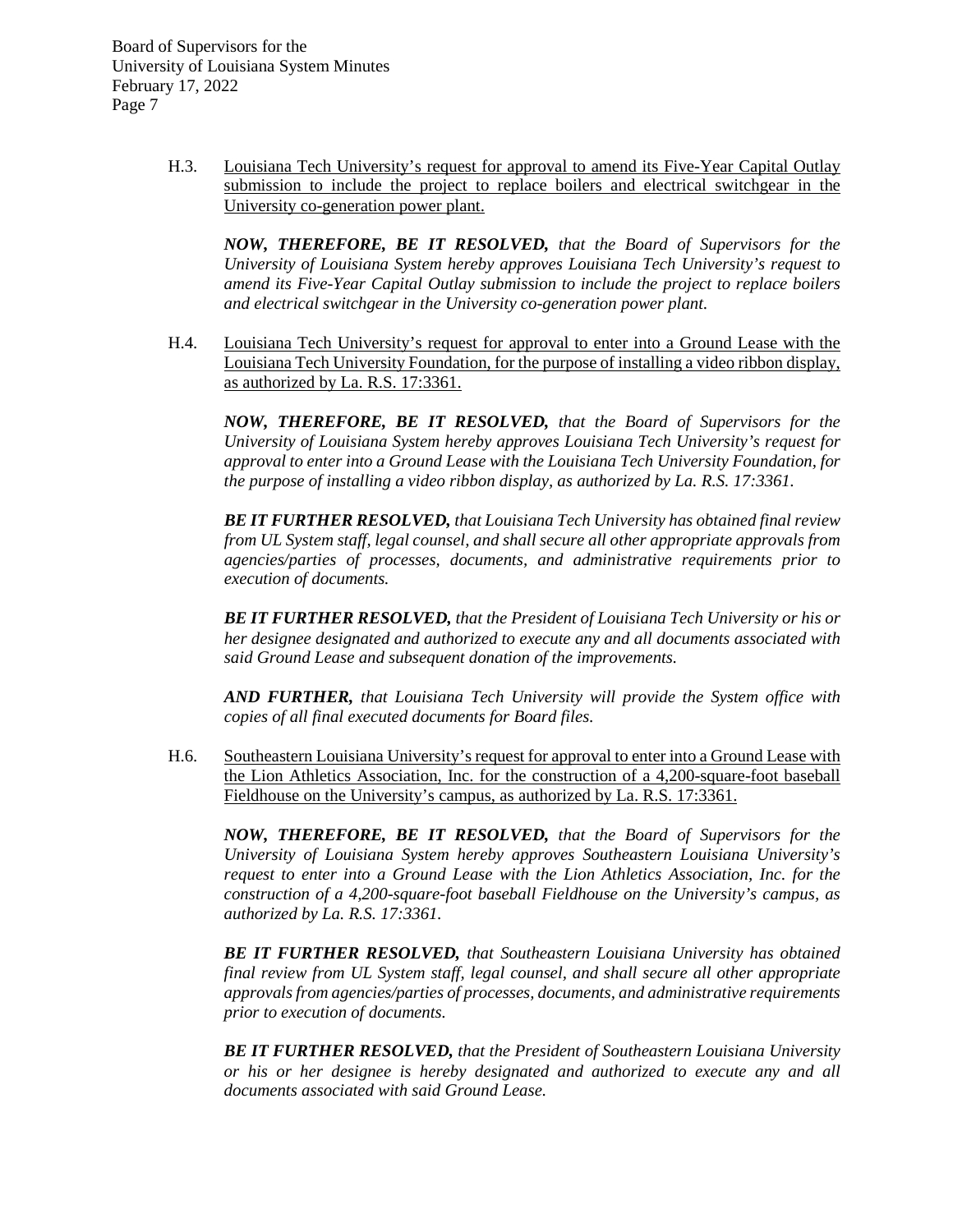H.3. <u>Louisiana Tech University's request for approval to amend its Five-Year Capital Outlay submission to include the project to replace boilers and electrical switchgear in the University co-generation power plant.</u>

***NOW, THEREFORE, BE IT RESOLVED,*** *that the Board of Supervisors for the University of Louisiana System hereby approves Louisiana Tech University's request to amend its Five-Year Capital Outlay submission to include the project to replace boilers and electrical switchgear in the University co-generation power plant.*

H.4. <u>Louisiana Tech University's request for approval to enter into a Ground Lease with the Louisiana Tech University Foundation, for the purpose of installing a video ribbon display, as authorized by La. R.S. 17:3361.</u>

***NOW, THEREFORE, BE IT RESOLVED,*** *that the Board of Supervisors for the University of Louisiana System hereby approves Louisiana Tech University's request for approval to enter into a Ground Lease with the Louisiana Tech University Foundation, for the purpose of installing a video ribbon display, as authorized by La. R.S. 17:3361.*

***BE IT FURTHER RESOLVED,*** *that Louisiana Tech University has obtained final review from UL System staff, legal counsel, and shall secure all other appropriate approvals from agencies/parties of processes, documents, and administrative requirements prior to execution of documents.*

***BE IT FURTHER RESOLVED,*** *that the President of Louisiana Tech University or his or her designee designated and authorized to execute any and all documents associated with said Ground Lease and subsequent donation of the improvements.*

***AND FURTHER,*** *that Louisiana Tech University will provide the System office with copies of all final executed documents for Board files.*

H.6. <u>Southeastern Louisiana University's request for approval to enter into a Ground Lease with the Lion Athletics Association, Inc. for the construction of a 4,200-square-foot baseball Fieldhouse on the University's campus, as authorized by La. R.S. 17:3361.</u>

***NOW, THEREFORE, BE IT RESOLVED,*** *that the Board of Supervisors for the University of Louisiana System hereby approves Southeastern Louisiana University's request to enter into a Ground Lease with the Lion Athletics Association, Inc. for the construction of a 4,200-square-foot baseball Fieldhouse on the University's campus, as authorized by La. R.S. 17:3361.*

***BE IT FURTHER RESOLVED,*** *that Southeastern Louisiana University has obtained final review from UL System staff, legal counsel, and shall secure all other appropriate approvals from agencies/parties of processes, documents, and administrative requirements prior to execution of documents.*

***BE IT FURTHER RESOLVED,*** *that the President of Southeastern Louisiana University or his or her designee is hereby designated and authorized to execute any and all documents associated with said Ground Lease.*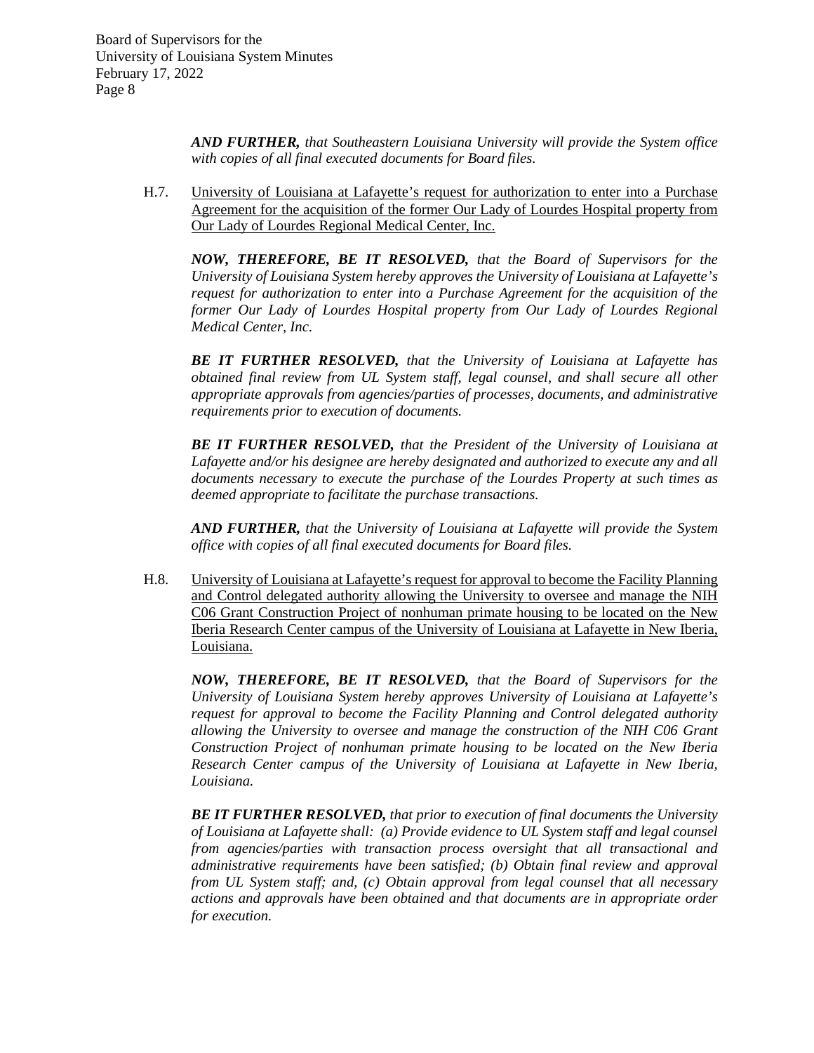***AND FURTHER,*** *that Southeastern Louisiana University will provide the System office with copies of all final executed documents for Board files.*

H.7. University of Louisiana at Lafayette's request for authorization to enter into a Purchase Agreement for the acquisition of the former Our Lady of Lourdes Hospital property from Our Lady of Lourdes Regional Medical Center, Inc.

***NOW, THEREFORE, BE IT RESOLVED,*** *that the Board of Supervisors for the University of Louisiana System hereby approves the University of Louisiana at Lafayette's request for authorization to enter into a Purchase Agreement for the acquisition of the former Our Lady of Lourdes Hospital property from Our Lady of Lourdes Regional Medical Center, Inc.*

***BE IT FURTHER RESOLVED,*** *that the University of Louisiana at Lafayette has obtained final review from UL System staff, legal counsel, and shall secure all other appropriate approvals from agencies/parties of processes, documents, and administrative requirements prior to execution of documents.*

***BE IT FURTHER RESOLVED,*** *that the President of the University of Louisiana at Lafayette and/or his designee are hereby designated and authorized to execute any and all documents necessary to execute the purchase of the Lourdes Property at such times as deemed appropriate to facilitate the purchase transactions.*

***AND FURTHER,*** *that the University of Louisiana at Lafayette will provide the System office with copies of all final executed documents for Board files.*

H.8. University of Louisiana at Lafayette's request for approval to become the Facility Planning and Control delegated authority allowing the University to oversee and manage the NIH C06 Grant Construction Project of nonhuman primate housing to be located on the New Iberia Research Center campus of the University of Louisiana at Lafayette in New Iberia, Louisiana.

***NOW, THEREFORE, BE IT RESOLVED,*** *that the Board of Supervisors for the University of Louisiana System hereby approves University of Louisiana at Lafayette's request for approval to become the Facility Planning and Control delegated authority allowing the University to oversee and manage the construction of the NIH C06 Grant Construction Project of nonhuman primate housing to be located on the New Iberia Research Center campus of the University of Louisiana at Lafayette in New Iberia, Louisiana.*

***BE IT FURTHER RESOLVED,*** *that prior to execution of final documents the University of Louisiana at Lafayette shall: (a) Provide evidence to UL System staff and legal counsel from agencies/parties with transaction process oversight that all transactional and administrative requirements have been satisfied; (b) Obtain final review and approval from UL System staff; and, (c) Obtain approval from legal counsel that all necessary actions and approvals have been obtained and that documents are in appropriate order for execution.*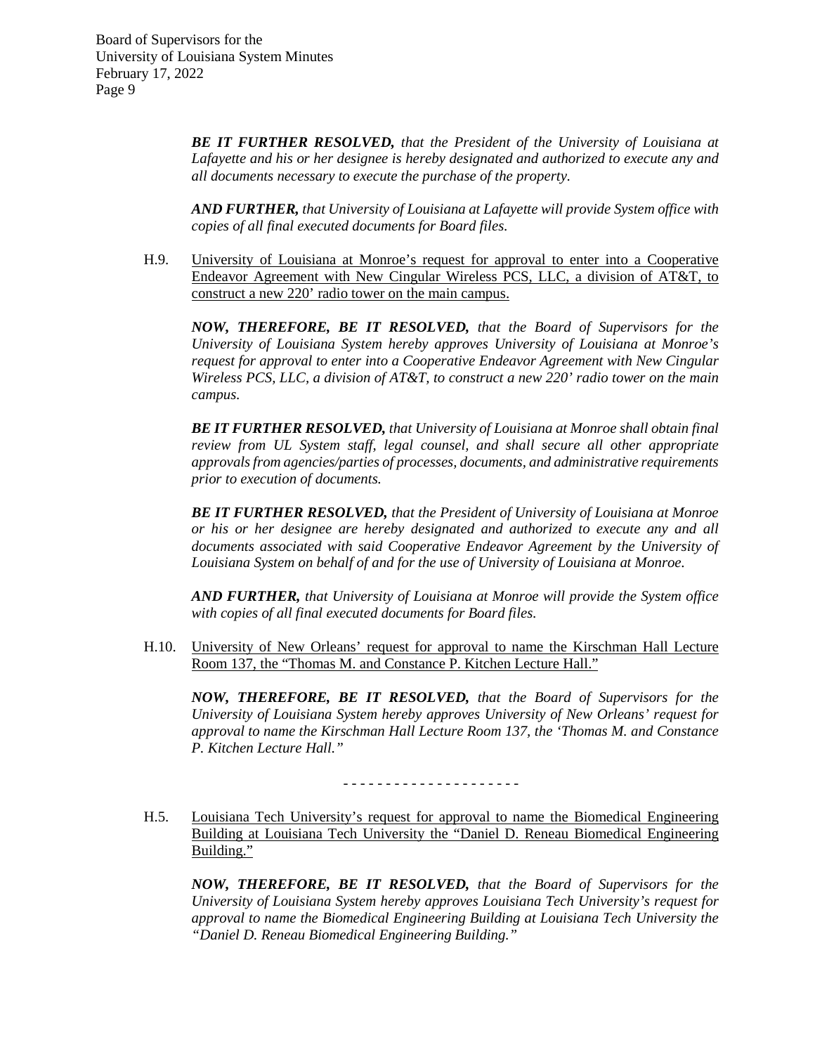***BE IT FURTHER RESOLVED,*** *that the President of the University of Louisiana at Lafayette and his or her designee is hereby designated and authorized to execute any and all documents necessary to execute the purchase of the property.*

***AND FURTHER,*** *that University of Louisiana at Lafayette will provide System office with copies of all final executed documents for Board files.*

H.9. University of Louisiana at Monroe's request for approval to enter into a Cooperative Endeavor Agreement with New Cingular Wireless PCS, LLC, a division of AT&T, to construct a new 220' radio tower on the main campus.

***NOW, THEREFORE, BE IT RESOLVED,*** *that the Board of Supervisors for the University of Louisiana System hereby approves University of Louisiana at Monroe's request for approval to enter into a Cooperative Endeavor Agreement with New Cingular Wireless PCS, LLC, a division of AT&T, to construct a new 220' radio tower on the main campus.*

***BE IT FURTHER RESOLVED,*** *that University of Louisiana at Monroe shall obtain final review from UL System staff, legal counsel, and shall secure all other appropriate approvals from agencies/parties of processes, documents, and administrative requirements prior to execution of documents.*

***BE IT FURTHER RESOLVED,*** *that the President of University of Louisiana at Monroe or his or her designee are hereby designated and authorized to execute any and all documents associated with said Cooperative Endeavor Agreement by the University of Louisiana System on behalf of and for the use of University of Louisiana at Monroe.*

***AND FURTHER,*** *that University of Louisiana at Monroe will provide the System office with copies of all final executed documents for Board files.*

H.10. University of New Orleans' request for approval to name the Kirschman Hall Lecture Room 137, the "Thomas M. and Constance P. Kitchen Lecture Hall."

***NOW, THEREFORE, BE IT RESOLVED,*** *that the Board of Supervisors for the University of Louisiana System hereby approves University of New Orleans' request for approval to name the Kirschman Hall Lecture Room 137, the 'Thomas M. and Constance P. Kitchen Lecture Hall."*

- - - - - - - - - - - - - - - - - - - -

H.5. Louisiana Tech University's request for approval to name the Biomedical Engineering Building at Louisiana Tech University the "Daniel D. Reneau Biomedical Engineering Building."

***NOW, THEREFORE, BE IT RESOLVED,*** *that the Board of Supervisors for the University of Louisiana System hereby approves Louisiana Tech University's request for approval to name the Biomedical Engineering Building at Louisiana Tech University the "Daniel D. Reneau Biomedical Engineering Building."*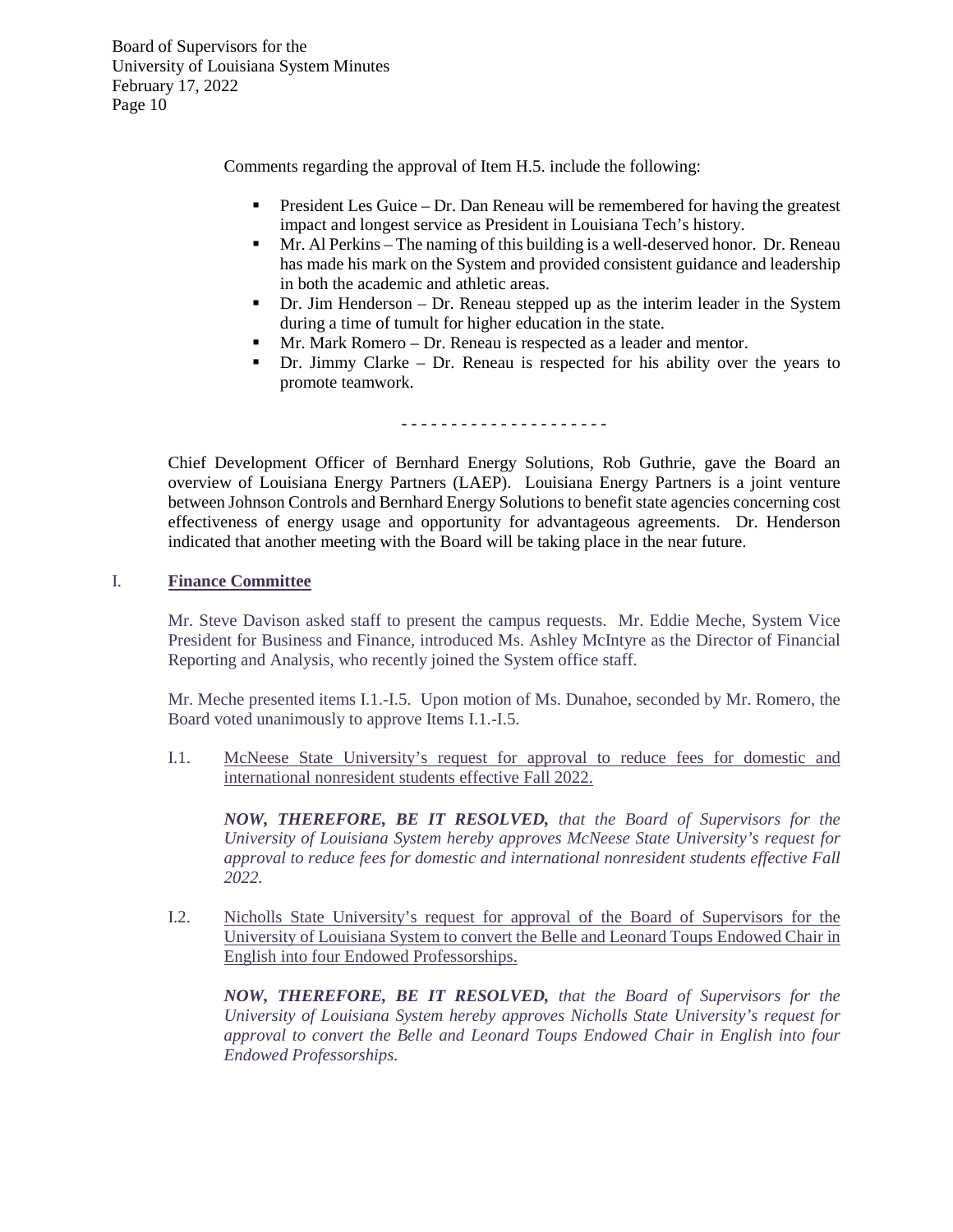Comments regarding the approval of Item H.5. include the following:

- President Les Guice – Dr. Dan Reneau will be remembered for having the greatest impact and longest service as President in Louisiana Tech's history.
- Mr. Al Perkins – The naming of this building is a well-deserved honor. Dr. Reneau has made his mark on the System and provided consistent guidance and leadership in both the academic and athletic areas.
- Dr. Jim Henderson – Dr. Reneau stepped up as the interim leader in the System during a time of tumult for higher education in the state.
- Mr. Mark Romero – Dr. Reneau is respected as a leader and mentor.
- Dr. Jimmy Clarke – Dr. Reneau is respected for his ability over the years to promote teamwork.

- - - - - - - - - - - - - - - - - - - - -

Chief Development Officer of Bernhard Energy Solutions, Rob Guthrie, gave the Board an overview of Louisiana Energy Partners (LAEP). Louisiana Energy Partners is a joint venture between Johnson Controls and Bernhard Energy Solutions to benefit state agencies concerning cost effectiveness of energy usage and opportunity for advantageous agreements. Dr. Henderson indicated that another meeting with the Board will be taking place in the near future.

## I. **Finance Committee**

Mr. Steve Davison asked staff to present the campus requests. Mr. Eddie Meche, System Vice President for Business and Finance, introduced Ms. Ashley McIntyre as the Director of Financial Reporting and Analysis, who recently joined the System office staff.

Mr. Meche presented items I.1.-I.5. Upon motion of Ms. Dunahoe, seconded by Mr. Romero, the Board voted unanimously to approve Items I.1.-I.5.

I.1. McNeese State University's request for approval to reduce fees for domestic and international nonresident students effective Fall 2022.

***NOW, THEREFORE, BE IT RESOLVED,*** *that the Board of Supervisors for the University of Louisiana System hereby approves McNeese State University's request for approval to reduce fees for domestic and international nonresident students effective Fall 2022.*

I.2. Nicholls State University's request for approval of the Board of Supervisors for the University of Louisiana System to convert the Belle and Leonard Toups Endowed Chair in English into four Endowed Professorships.

***NOW, THEREFORE, BE IT RESOLVED,*** *that the Board of Supervisors for the University of Louisiana System hereby approves Nicholls State University's request for approval to convert the Belle and Leonard Toups Endowed Chair in English into four Endowed Professorships.*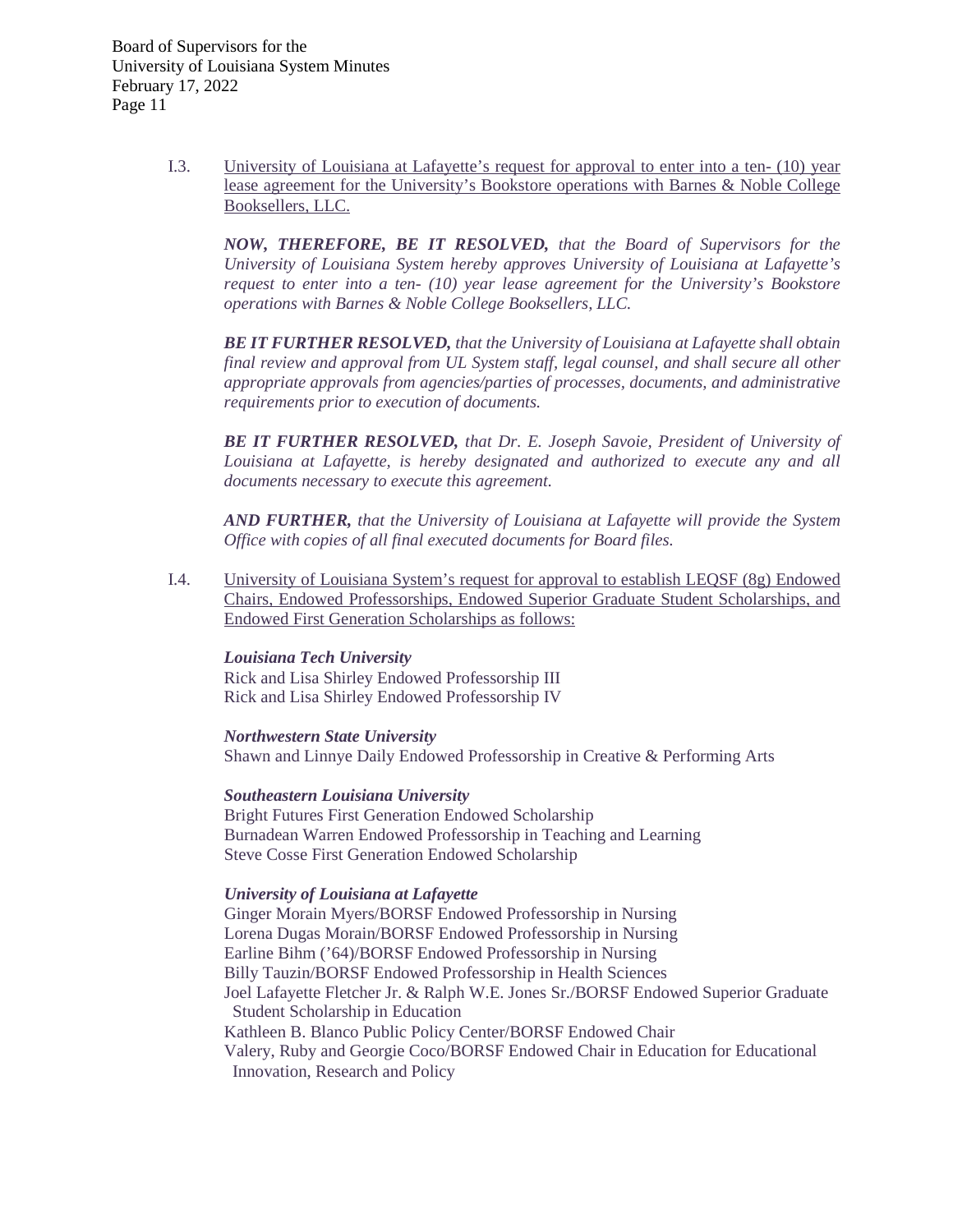I.3. University of Louisiana at Lafayette's request for approval to enter into a ten- (10) year lease agreement for the University's Bookstore operations with Barnes & Noble College Booksellers, LLC.

***NOW, THEREFORE, BE IT RESOLVED,*** *that the Board of Supervisors for the University of Louisiana System hereby approves University of Louisiana at Lafayette's request to enter into a ten- (10) year lease agreement for the University's Bookstore operations with Barnes & Noble College Booksellers, LLC.*

***BE IT FURTHER RESOLVED,*** *that the University of Louisiana at Lafayette shall obtain final review and approval from UL System staff, legal counsel, and shall secure all other appropriate approvals from agencies/parties of processes, documents, and administrative requirements prior to execution of documents.*

***BE IT FURTHER RESOLVED,*** *that Dr. E. Joseph Savoie, President of University of Louisiana at Lafayette, is hereby designated and authorized to execute any and all documents necessary to execute this agreement.*

***AND FURTHER,*** *that the University of Louisiana at Lafayette will provide the System Office with copies of all final executed documents for Board files.*

I.4. University of Louisiana System's request for approval to establish LEQSF (8g) Endowed Chairs, Endowed Professorships, Endowed Superior Graduate Student Scholarships, and Endowed First Generation Scholarships as follows:

***Louisiana Tech University***
Rick and Lisa Shirley Endowed Professorship III
Rick and Lisa Shirley Endowed Professorship IV

***Northwestern State University***
Shawn and Linnye Daily Endowed Professorship in Creative & Performing Arts

***Southeastern Louisiana University***
Bright Futures First Generation Endowed Scholarship
Burnadean Warren Endowed Professorship in Teaching and Learning
Steve Cosse First Generation Endowed Scholarship

***University of Louisiana at Lafayette***
Ginger Morain Myers/BORSF Endowed Professorship in Nursing
Lorena Dugas Morain/BORSF Endowed Professorship in Nursing
Earline Bihm ('64)/BORSF Endowed Professorship in Nursing
Billy Tauzin/BORSF Endowed Professorship in Health Sciences
Joel Lafayette Fletcher Jr. & Ralph W.E. Jones Sr./BORSF Endowed Superior Graduate Student Scholarship in Education
Kathleen B. Blanco Public Policy Center/BORSF Endowed Chair
Valery, Ruby and Georgie Coco/BORSF Endowed Chair in Education for Educational Innovation, Research and Policy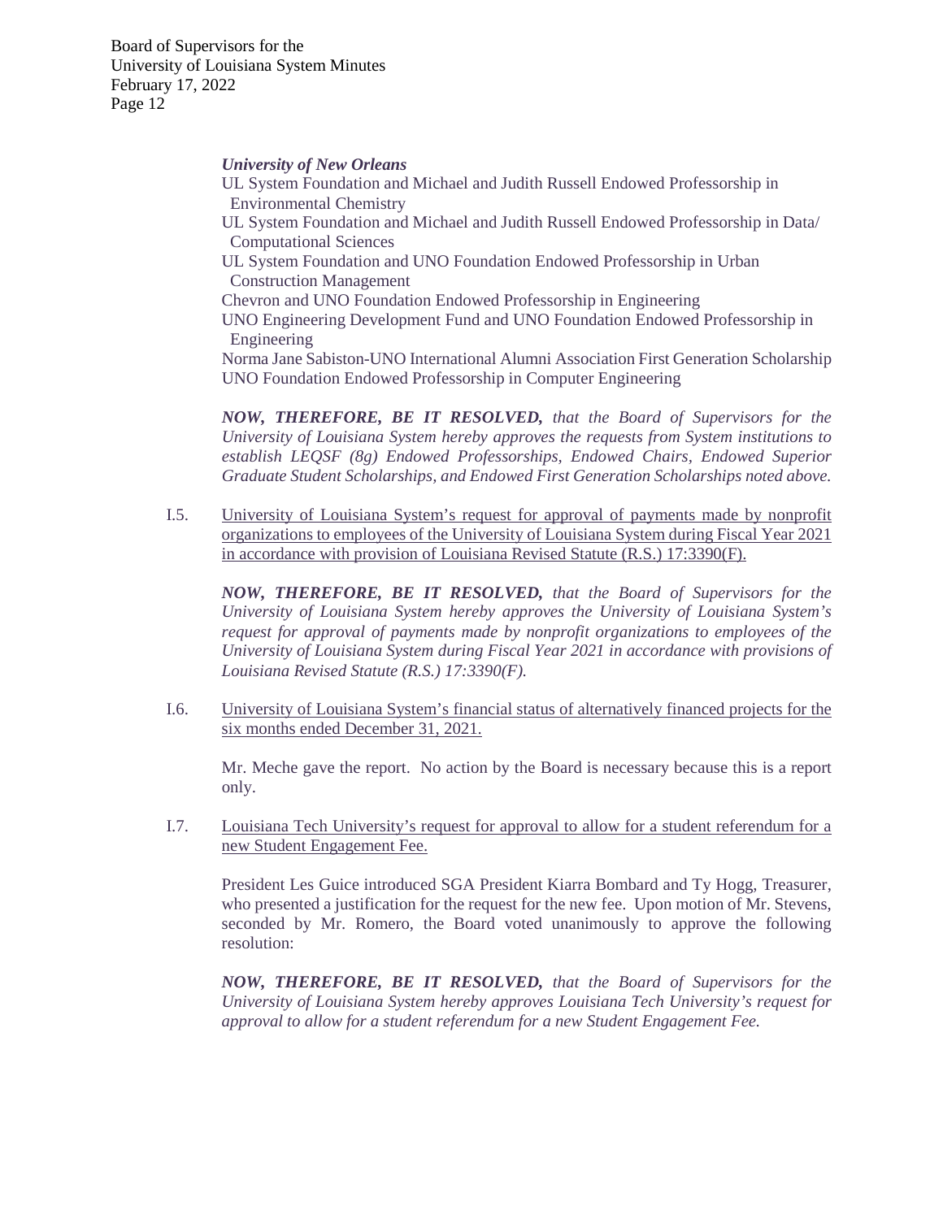***University of New Orleans***

UL System Foundation and Michael and Judith Russell Endowed Professorship in Environmental Chemistry

UL System Foundation and Michael and Judith Russell Endowed Professorship in Data/ Computational Sciences

UL System Foundation and UNO Foundation Endowed Professorship in Urban Construction Management

Chevron and UNO Foundation Endowed Professorship in Engineering

UNO Engineering Development Fund and UNO Foundation Endowed Professorship in Engineering

Norma Jane Sabiston-UNO International Alumni Association First Generation Scholarship

UNO Foundation Endowed Professorship in Computer Engineering

***NOW, THEREFORE, BE IT RESOLVED,*** *that the Board of Supervisors for the University of Louisiana System hereby approves the requests from System institutions to establish LEQSF (8g) Endowed Professorships, Endowed Chairs, Endowed Superior Graduate Student Scholarships, and Endowed First Generation Scholarships noted above.*

I.5. University of Louisiana System's request for approval of payments made by nonprofit organizations to employees of the University of Louisiana System during Fiscal Year 2021 in accordance with provision of Louisiana Revised Statute (R.S.) 17:3390(F).

***NOW, THEREFORE, BE IT RESOLVED,*** *that the Board of Supervisors for the University of Louisiana System hereby approves the University of Louisiana System's request for approval of payments made by nonprofit organizations to employees of the University of Louisiana System during Fiscal Year 2021 in accordance with provisions of Louisiana Revised Statute (R.S.) 17:3390(F).*

I.6. University of Louisiana System's financial status of alternatively financed projects for the six months ended December 31, 2021.

Mr. Meche gave the report. No action by the Board is necessary because this is a report only.

I.7. Louisiana Tech University's request for approval to allow for a student referendum for a new Student Engagement Fee.

President Les Guice introduced SGA President Kiarra Bombard and Ty Hogg, Treasurer, who presented a justification for the request for the new fee. Upon motion of Mr. Stevens, seconded by Mr. Romero, the Board voted unanimously to approve the following resolution:

***NOW, THEREFORE, BE IT RESOLVED,*** *that the Board of Supervisors for the University of Louisiana System hereby approves Louisiana Tech University's request for approval to allow for a student referendum for a new Student Engagement Fee.*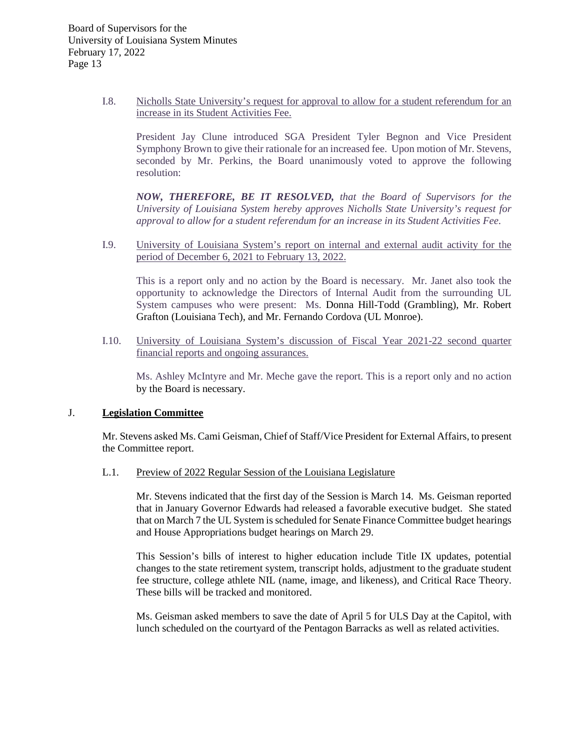I.8. Nicholls State University's request for approval to allow for a student referendum for an increase in its Student Activities Fee.

President Jay Clune introduced SGA President Tyler Begnon and Vice President Symphony Brown to give their rationale for an increased fee. Upon motion of Mr. Stevens, seconded by Mr. Perkins, the Board unanimously voted to approve the following resolution:

***NOW, THEREFORE, BE IT RESOLVED,*** *that the Board of Supervisors for the University of Louisiana System hereby approves Nicholls State University's request for approval to allow for a student referendum for an increase in its Student Activities Fee.*

I.9. University of Louisiana System's report on internal and external audit activity for the period of December 6, 2021 to February 13, 2022.

This is a report only and no action by the Board is necessary. Mr. Janet also took the opportunity to acknowledge the Directors of Internal Audit from the surrounding UL System campuses who were present: Ms. Donna Hill-Todd (Grambling), Mr. Robert Grafton (Louisiana Tech), and Mr. Fernando Cordova (UL Monroe).

I.10. University of Louisiana System's discussion of Fiscal Year 2021-22 second quarter financial reports and ongoing assurances.

Ms. Ashley McIntyre and Mr. Meche gave the report. This is a report only and no action by the Board is necessary.

## J. Legislation Committee

Mr. Stevens asked Ms. Cami Geisman, Chief of Staff/Vice President for External Affairs, to present the Committee report.

L.1. Preview of 2022 Regular Session of the Louisiana Legislature

Mr. Stevens indicated that the first day of the Session is March 14. Ms. Geisman reported that in January Governor Edwards had released a favorable executive budget. She stated that on March 7 the UL System is scheduled for Senate Finance Committee budget hearings and House Appropriations budget hearings on March 29.

This Session's bills of interest to higher education include Title IX updates, potential changes to the state retirement system, transcript holds, adjustment to the graduate student fee structure, college athlete NIL (name, image, and likeness), and Critical Race Theory. These bills will be tracked and monitored.

Ms. Geisman asked members to save the date of April 5 for ULS Day at the Capitol, with lunch scheduled on the courtyard of the Pentagon Barracks as well as related activities.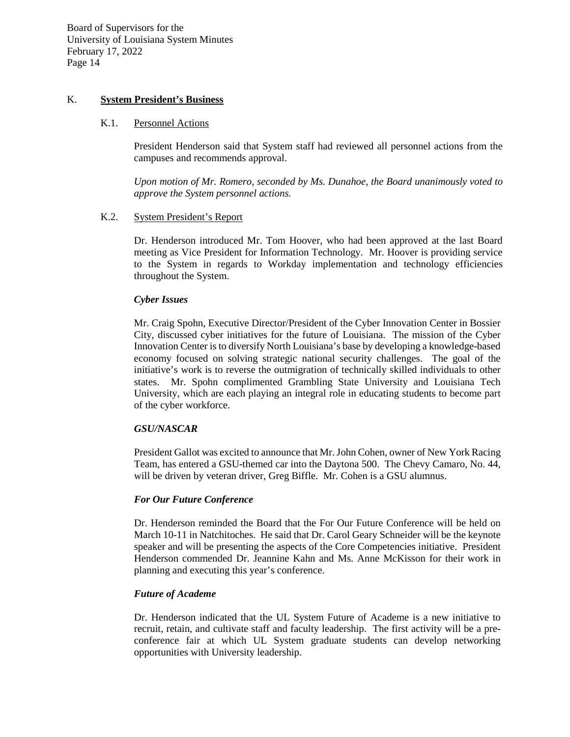## K. **System President's Business**

### K.1. Personnel Actions

President Henderson said that System staff had reviewed all personnel actions from the campuses and recommends approval.

*Upon motion of Mr. Romero, seconded by Ms. Dunahoe, the Board unanimously voted to approve the System personnel actions.*

### K.2. System President's Report

Dr. Henderson introduced Mr. Tom Hoover, who had been approved at the last Board meeting as Vice President for Information Technology. Mr. Hoover is providing service to the System in regards to Workday implementation and technology efficiencies throughout the System.

***Cyber Issues***

Mr. Craig Spohn, Executive Director/President of the Cyber Innovation Center in Bossier City, discussed cyber initiatives for the future of Louisiana. The mission of the Cyber Innovation Center is to diversify North Louisiana's base by developing a knowledge-based economy focused on solving strategic national security challenges. The goal of the initiative's work is to reverse the outmigration of technically skilled individuals to other states. Mr. Spohn complimented Grambling State University and Louisiana Tech University, which are each playing an integral role in educating students to become part of the cyber workforce.

***GSU/NASCAR***

President Gallot was excited to announce that Mr. John Cohen, owner of New York Racing Team, has entered a GSU-themed car into the Daytona 500. The Chevy Camaro, No. 44, will be driven by veteran driver, Greg Biffle. Mr. Cohen is a GSU alumnus.

***For Our Future Conference***

Dr. Henderson reminded the Board that the For Our Future Conference will be held on March 10-11 in Natchitoches. He said that Dr. Carol Geary Schneider will be the keynote speaker and will be presenting the aspects of the Core Competencies initiative. President Henderson commended Dr. Jeannine Kahn and Ms. Anne McKisson for their work in planning and executing this year's conference.

***Future of Academe***

Dr. Henderson indicated that the UL System Future of Academe is a new initiative to recruit, retain, and cultivate staff and faculty leadership. The first activity will be a pre-conference fair at which UL System graduate students can develop networking opportunities with University leadership.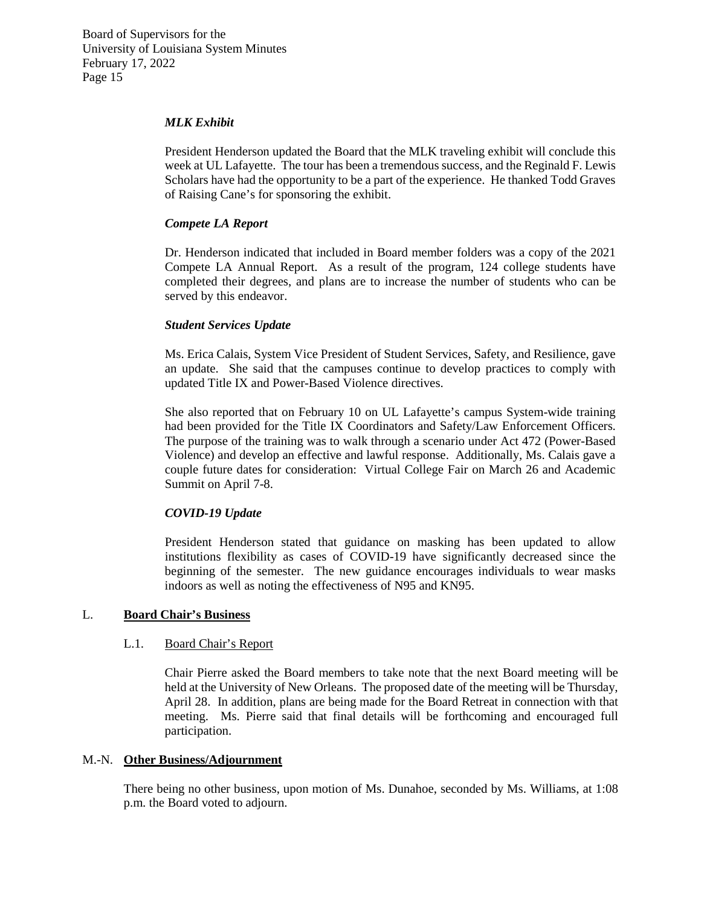***MLK Exhibit***

President Henderson updated the Board that the MLK traveling exhibit will conclude this week at UL Lafayette. The tour has been a tremendous success, and the Reginald F. Lewis Scholars have had the opportunity to be a part of the experience. He thanked Todd Graves of Raising Cane's for sponsoring the exhibit.

***Compete LA Report***

Dr. Henderson indicated that included in Board member folders was a copy of the 2021 Compete LA Annual Report. As a result of the program, 124 college students have completed their degrees, and plans are to increase the number of students who can be served by this endeavor.

***Student Services Update***

Ms. Erica Calais, System Vice President of Student Services, Safety, and Resilience, gave an update. She said that the campuses continue to develop practices to comply with updated Title IX and Power-Based Violence directives.

She also reported that on February 10 on UL Lafayette's campus System-wide training had been provided for the Title IX Coordinators and Safety/Law Enforcement Officers. The purpose of the training was to walk through a scenario under Act 472 (Power-Based Violence) and develop an effective and lawful response. Additionally, Ms. Calais gave a couple future dates for consideration: Virtual College Fair on March 26 and Academic Summit on April 7-8.

***COVID-19 Update***

President Henderson stated that guidance on masking has been updated to allow institutions flexibility as cases of COVID-19 have significantly decreased since the beginning of the semester. The new guidance encourages individuals to wear masks indoors as well as noting the effectiveness of N95 and KN95.

## L. **Board Chair's Business**

### L.1. Board Chair's Report

Chair Pierre asked the Board members to take note that the next Board meeting will be held at the University of New Orleans. The proposed date of the meeting will be Thursday, April 28. In addition, plans are being made for the Board Retreat in connection with that meeting. Ms. Pierre said that final details will be forthcoming and encouraged full participation.

## M.-N. **Other Business/Adjournment**

There being no other business, upon motion of Ms. Dunahoe, seconded by Ms. Williams, at 1:08 p.m. the Board voted to adjourn.